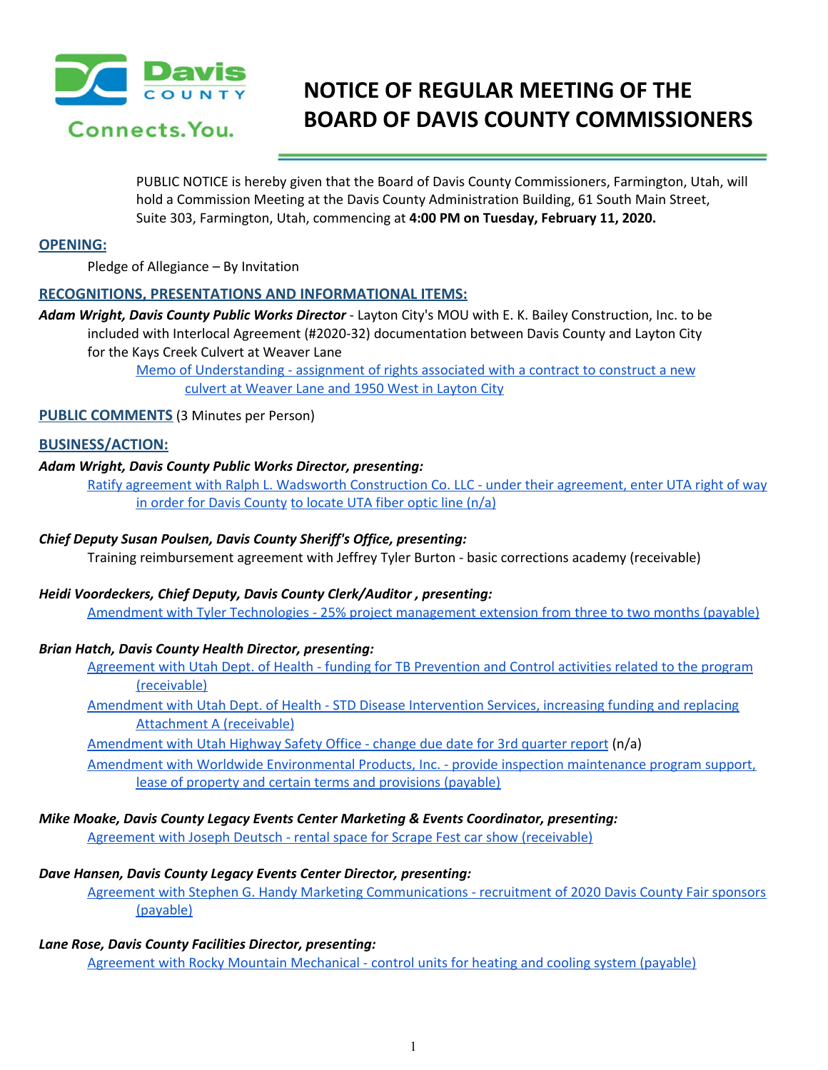# NOTICE OF REGULAR MEETING OF THE BOARD OF DAVIS COUNTY COMMISSIONERS

PUBLIC NOTICE is hereby given that the Board of Davis County Commissioners, Farmington, Utah, will hold a Commission Meeting at the Davis County Administration Building, 61 South Main Street, Suite 303, Farmington, Utah, commencing at **4:00 PM on Tuesday, February 11, 2020.**

## OPENING:

Pledge of Allegiance – By Invitation

## RECOGNITIONS, PRESENTATIONS AND INFORMATIONAL ITEMS:

***Adam Wright, Davis County Public Works Director*** - Layton City's MOU with E. K. Bailey Construction, Inc. to be included with Interlocal Agreement (#2020-32) documentation between Davis County and Layton City for the Kays Creek Culvert at Weaver Lane

Memo of Understanding - assignment of rights associated with a contract to construct a new culvert at Weaver Lane and 1950 West in Layton City

## PUBLIC COMMENTS (3 Minutes per Person)

## BUSINESS/ACTION:

***Adam Wright, Davis County Public Works Director, presenting:***

Ratify agreement with Ralph L. Wadsworth Construction Co. LLC - under their agreement, enter UTA right of way in order for Davis County to locate UTA fiber optic line (n/a)

***Chief Deputy Susan Poulsen, Davis County Sheriff's Office, presenting:***

Training reimbursement agreement with Jeffrey Tyler Burton - basic corrections academy (receivable)

***Heidi Voordeckers, Chief Deputy, Davis County Clerk/Auditor , presenting:***

Amendment with Tyler Technologies - 25% project management extension from three to two months (payable)

***Brian Hatch, Davis County Health Director, presenting:***

Agreement with Utah Dept. of Health - funding for TB Prevention and Control activities related to the program (receivable)

Amendment with Utah Dept. of Health - STD Disease Intervention Services, increasing funding and replacing Attachment A (receivable)

Amendment with Utah Highway Safety Office - change due date for 3rd quarter report (n/a)

Amendment with Worldwide Environmental Products, Inc. - provide inspection maintenance program support, lease of property and certain terms and provisions (payable)

***Mike Moake, Davis County Legacy Events Center Marketing & Events Coordinator, presenting:***

Agreement with Joseph Deutsch - rental space for Scrape Fest car show (receivable)

***Dave Hansen, Davis County Legacy Events Center Director, presenting:***

Agreement with Stephen G. Handy Marketing Communications - recruitment of 2020 Davis County Fair sponsors (payable)

***Lane Rose, Davis County Facilities Director, presenting:***

Agreement with Rocky Mountain Mechanical - control units for heating and cooling system (payable)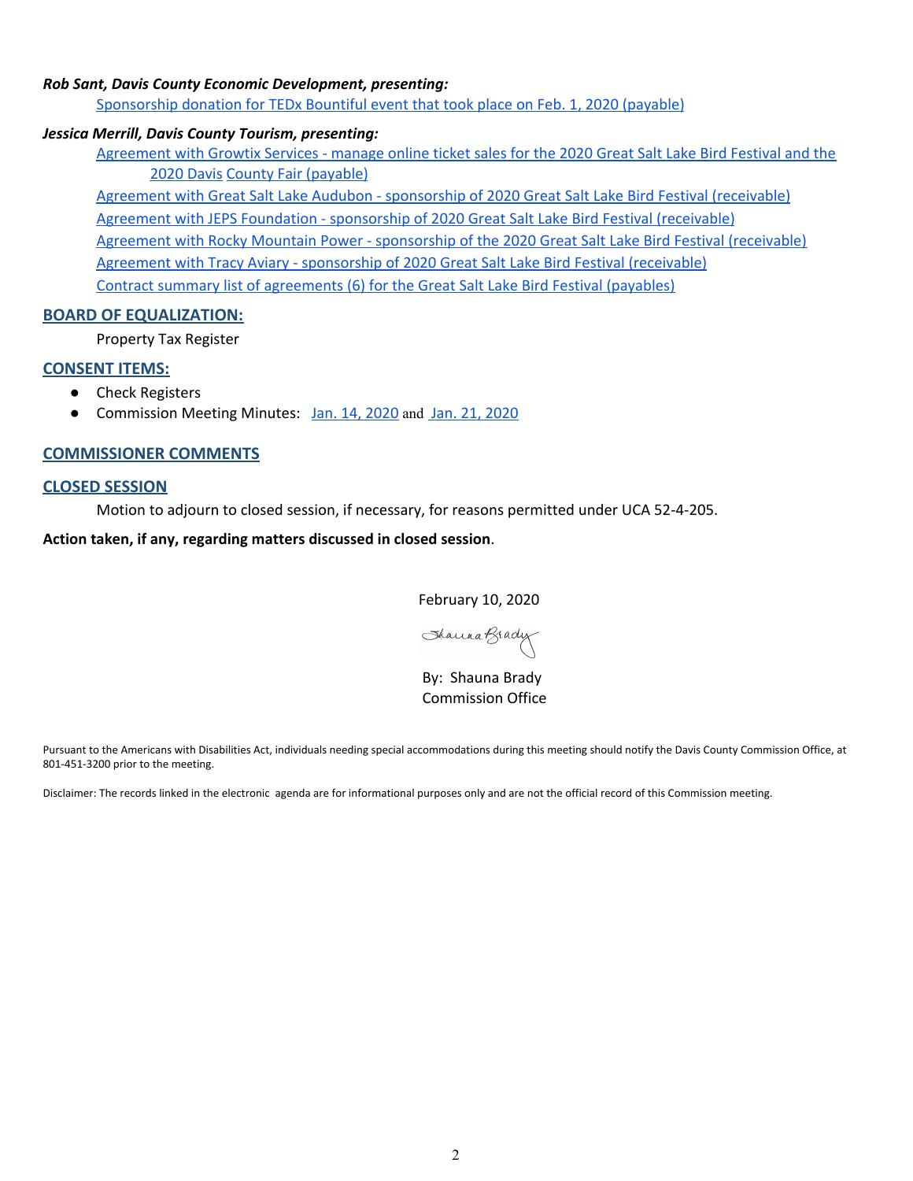***Rob Sant, Davis County Economic Development, presenting:***

Sponsorship donation for TEDx Bountiful event that took place on Feb. 1, 2020 (payable)

***Jessica Merrill, Davis County Tourism, presenting:***

Agreement with Growtix Services - manage online ticket sales for the 2020 Great Salt Lake Bird Festival and the 2020 Davis County Fair (payable)

Agreement with Great Salt Lake Audubon - sponsorship of 2020 Great Salt Lake Bird Festival (receivable)

Agreement with JEPS Foundation - sponsorship of 2020 Great Salt Lake Bird Festival (receivable)

Agreement with Rocky Mountain Power - sponsorship of the 2020 Great Salt Lake Bird Festival (receivable)

Agreement with Tracy Aviary - sponsorship of 2020 Great Salt Lake Bird Festival (receivable)

Contract summary list of agreements (6) for the Great Salt Lake Bird Festival (payables)

## BOARD OF EQUALIZATION:

Property Tax Register

## CONSENT ITEMS:

- Check Registers
- Commission Meeting Minutes: Jan. 14, 2020 and Jan. 21, 2020

## COMMISSIONER COMMENTS

## CLOSED SESSION

Motion to adjourn to closed session, if necessary, for reasons permitted under UCA 52-4-205.

**Action taken, if any, regarding matters discussed in closed session**.

February 10, 2020

By: Shauna Brady
Commission Office

Pursuant to the Americans with Disabilities Act, individuals needing special accommodations during this meeting should notify the Davis County Commission Office, at 801-451-3200 prior to the meeting.

Disclaimer: The records linked in the electronic agenda are for informational purposes only and are not the official record of this Commission meeting.